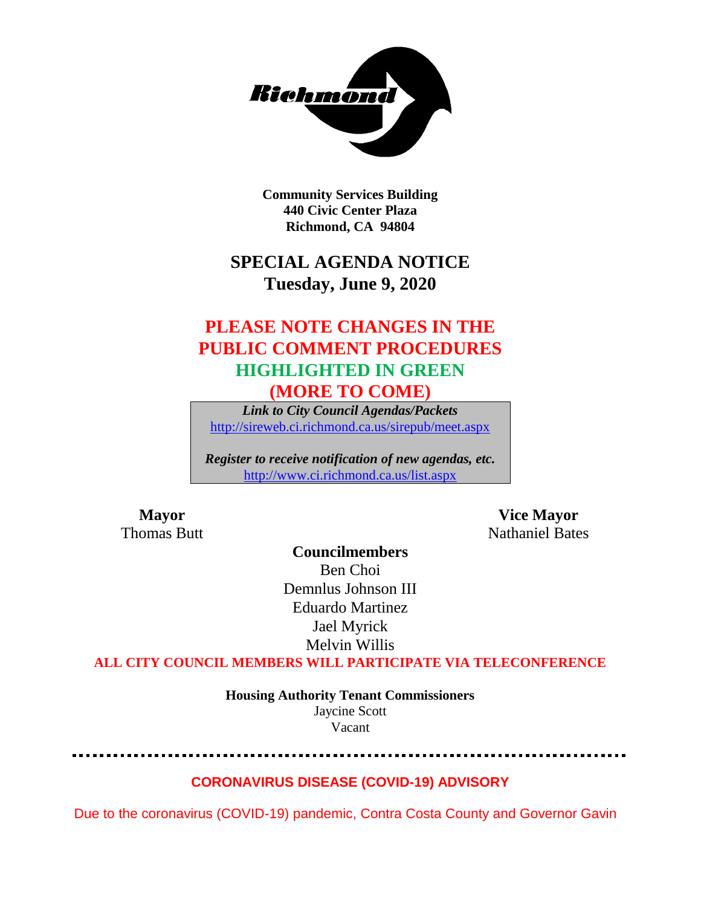Community Services Building
440 Civic Center Plaza
Richmond, CA 94804

# SPECIAL AGENDA NOTICE
## Tuesday, June 9, 2020

## PLEASE NOTE CHANGES IN THE PUBLIC COMMENT PROCEDURES HIGHLIGHTED IN GREEN (MORE TO COME)

***Link to City Council Agendas/Packets***
http://sireweb.ci.richmond.ca.us/sirepub/meet.aspx

***Register to receive notification of new agendas, etc.***
http://www.ci.richmond.ca.us/list.aspx

**Mayor**
Thomas Butt

**Vice Mayor**
Nathaniel Bates

**Councilmembers**
Ben Choi
Demnlus Johnson III
Eduardo Martinez
Jael Myrick
Melvin Willis

**ALL CITY COUNCIL MEMBERS WILL PARTICIPATE VIA TELECONFERENCE**

**Housing Authority Tenant Commissioners**
Jaycine Scott
Vacant

---

**CORONAVIRUS DISEASE (COVID-19) ADVISORY**

Due to the coronavirus (COVID-19) pandemic, Contra Costa County and Governor Gavin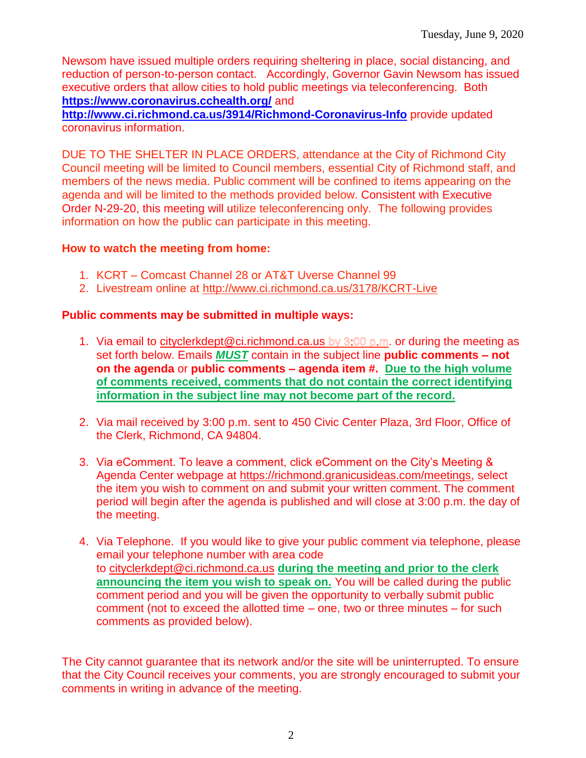Newsom have issued multiple orders requiring sheltering in place, social distancing, and reduction of person-to-person contact. Accordingly, Governor Gavin Newsom has issued executive orders that allow cities to hold public meetings via teleconferencing. Both **https://www.coronavirus.cchealth.org/** and **http://www.ci.richmond.ca.us/3914/Richmond-Coronavirus-Info** provide updated coronavirus information.

DUE TO THE SHELTER IN PLACE ORDERS, attendance at the City of Richmond City Council meeting will be limited to Council members, essential City of Richmond staff, and members of the news media. Public comment will be confined to items appearing on the agenda and will be limited to the methods provided below. Consistent with Executive Order N-29-20, this meeting will utilize teleconferencing only. The following provides information on how the public can participate in this meeting.

**How to watch the meeting from home:**

1. KCRT – Comcast Channel 28 or AT&T Uverse Channel 99
2. Livestream online at http://www.ci.richmond.ca.us/3178/KCRT-Live

**Public comments may be submitted in multiple ways:**

1. Via email to cityclerkdept@ci.richmond.ca.us by 3:00 p.m. or during the meeting as set forth below. Emails ***MUST*** contain in the subject line **public comments – not on the agenda** or **public comments – agenda item #. Due to the high volume of comments received, comments that do not contain the correct identifying information in the subject line may not become part of the record.**

2. Via mail received by 3:00 p.m. sent to 450 Civic Center Plaza, 3rd Floor, Office of the Clerk, Richmond, CA 94804.

3. Via eComment. To leave a comment, click eComment on the City's Meeting & Agenda Center webpage at https://richmond.granicusideas.com/meetings, select the item you wish to comment on and submit your written comment. The comment period will begin after the agenda is published and will close at 3:00 p.m. the day of the meeting.

4. Via Telephone. If you would like to give your public comment via telephone, please email your telephone number with area code to cityclerkdept@ci.richmond.ca.us **during the meeting and prior to the clerk announcing the item you wish to speak on.** You will be called during the public comment period and you will be given the opportunity to verbally submit public comment (not to exceed the allotted time – one, two or three minutes – for such comments as provided below).

The City cannot guarantee that its network and/or the site will be uninterrupted. To ensure that the City Council receives your comments, you are strongly encouraged to submit your comments in writing in advance of the meeting.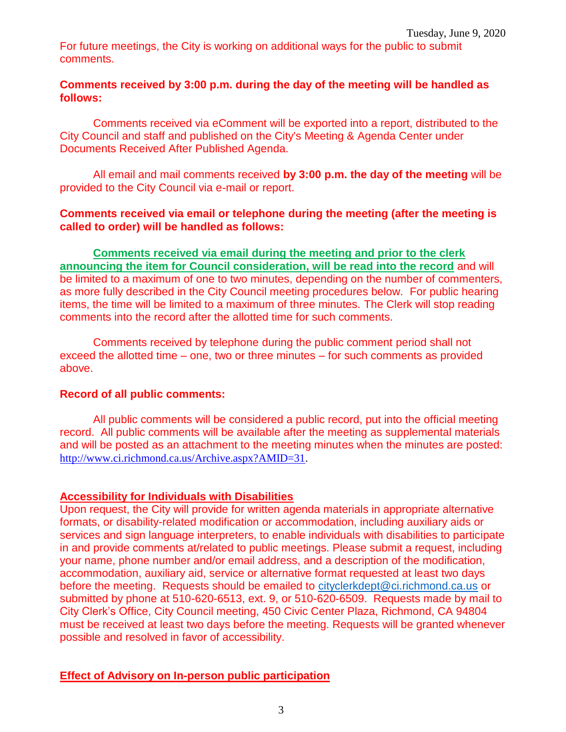For future meetings, the City is working on additional ways for the public to submit comments.

**Comments received by 3:00 p.m. during the day of the meeting will be handled as follows:**

Comments received via eComment will be exported into a report, distributed to the City Council and staff and published on the City's Meeting & Agenda Center under Documents Received After Published Agenda.

All email and mail comments received **by 3:00 p.m. the day of the meeting** will be provided to the City Council via e-mail or report.

**Comments received via email or telephone during the meeting (after the meeting is called to order) will be handled as follows:**

**Comments received via email during the meeting and prior to the clerk announcing the item for Council consideration, will be read into the record** and will be limited to a maximum of one to two minutes, depending on the number of commenters, as more fully described in the City Council meeting procedures below. For public hearing items, the time will be limited to a maximum of three minutes. The Clerk will stop reading comments into the record after the allotted time for such comments.

Comments received by telephone during the public comment period shall not exceed the allotted time – one, two or three minutes – for such comments as provided above.

**Record of all public comments:**

All public comments will be considered a public record, put into the official meeting record. All public comments will be available after the meeting as supplemental materials and will be posted as an attachment to the meeting minutes when the minutes are posted: http://www.ci.richmond.ca.us/Archive.aspx?AMID=31.

**Accessibility for Individuals with Disabilities**

Upon request, the City will provide for written agenda materials in appropriate alternative formats, or disability-related modification or accommodation, including auxiliary aids or services and sign language interpreters, to enable individuals with disabilities to participate in and provide comments at/related to public meetings. Please submit a request, including your name, phone number and/or email address, and a description of the modification, accommodation, auxiliary aid, service or alternative format requested at least two days before the meeting. Requests should be emailed to cityclerkdept@ci.richmond.ca.us or submitted by phone at 510-620-6513, ext. 9, or 510-620-6509. Requests made by mail to City Clerk's Office, City Council meeting, 450 Civic Center Plaza, Richmond, CA 94804 must be received at least two days before the meeting. Requests will be granted whenever possible and resolved in favor of accessibility.

**Effect of Advisory on In-person public participation**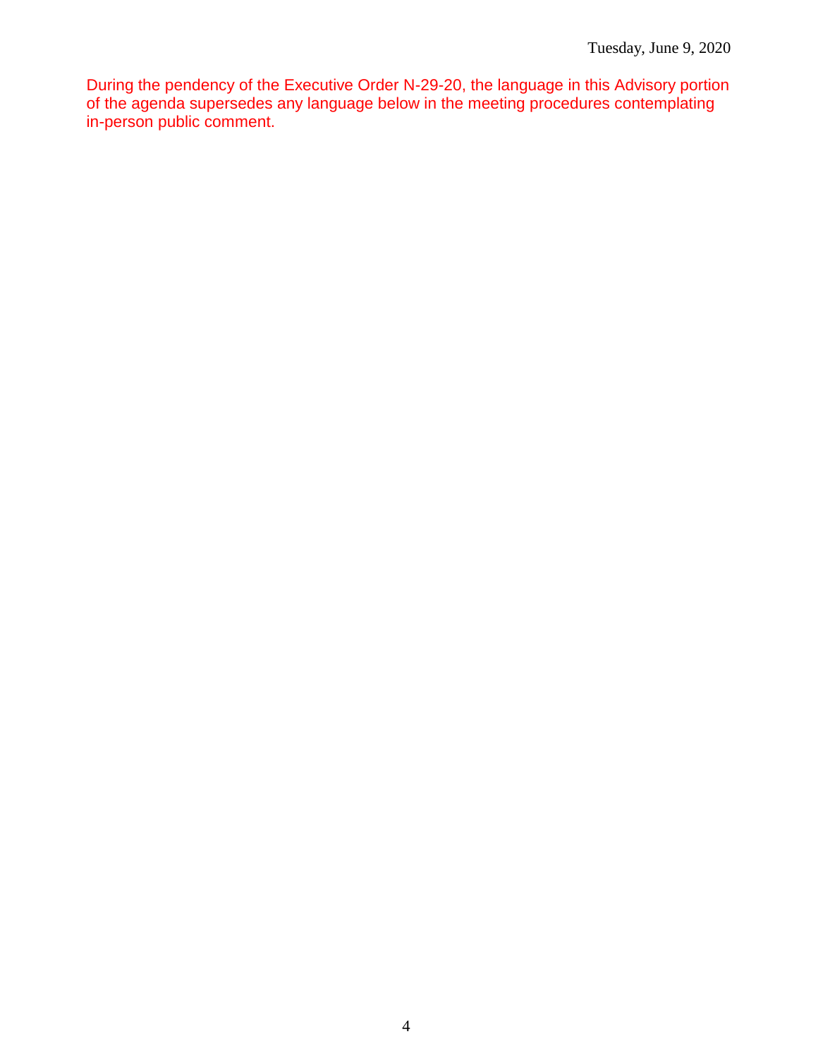During the pendency of the Executive Order N-29-20, the language in this Advisory portion of the agenda supersedes any language below in the meeting procedures contemplating in-person public comment.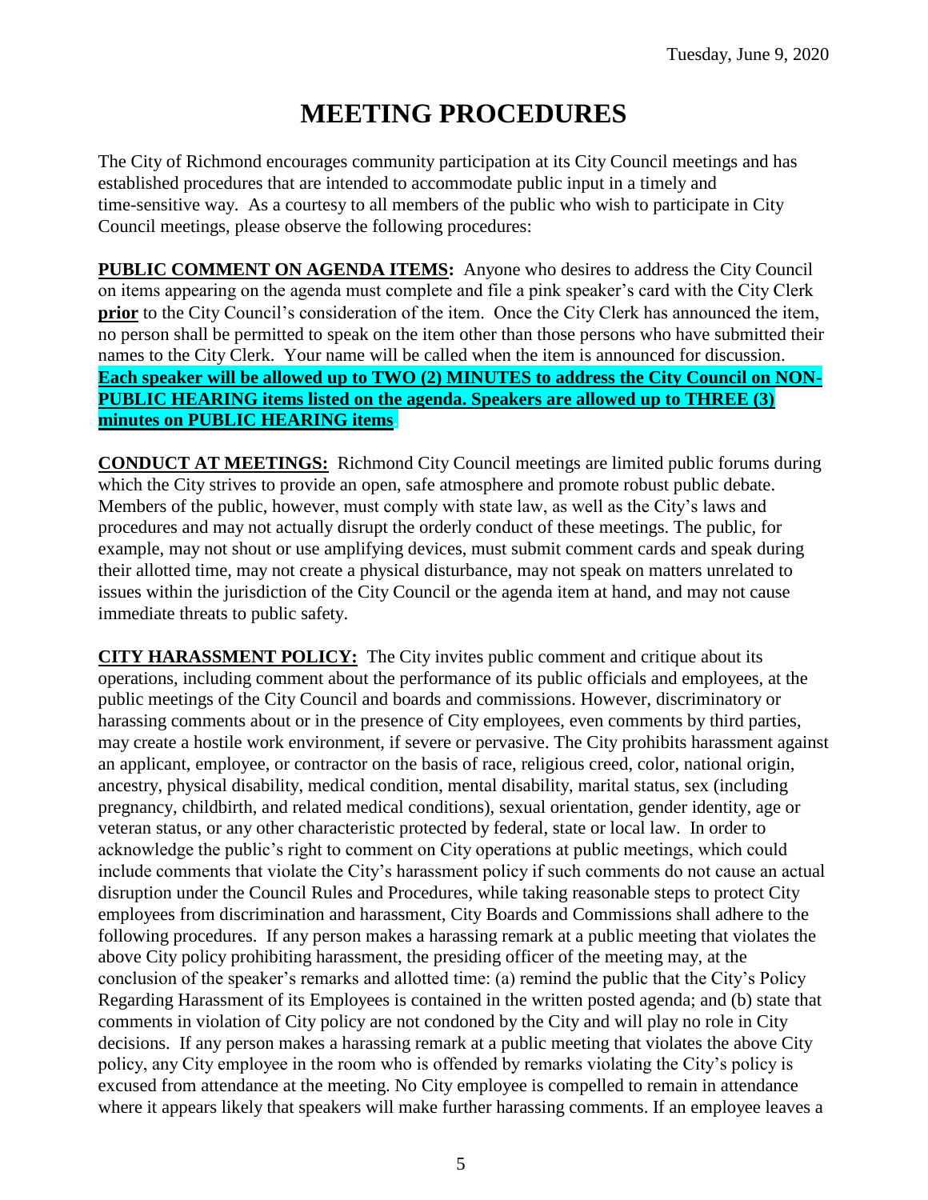# MEETING PROCEDURES

The City of Richmond encourages community participation at its City Council meetings and has established procedures that are intended to accommodate public input in a timely and time-sensitive way. As a courtesy to all members of the public who wish to participate in City Council meetings, please observe the following procedures:

**PUBLIC COMMENT ON AGENDA ITEMS:** Anyone who desires to address the City Council on items appearing on the agenda must complete and file a pink speaker's card with the City Clerk **prior** to the City Council's consideration of the item. Once the City Clerk has announced the item, no person shall be permitted to speak on the item other than those persons who have submitted their names to the City Clerk. Your name will be called when the item is announced for discussion. **Each speaker will be allowed up to TWO (2) MINUTES to address the City Council on NON-PUBLIC HEARING items listed on the agenda. Speakers are allowed up to THREE (3) minutes on PUBLIC HEARING items**.

**CONDUCT AT MEETINGS:** Richmond City Council meetings are limited public forums during which the City strives to provide an open, safe atmosphere and promote robust public debate. Members of the public, however, must comply with state law, as well as the City's laws and procedures and may not actually disrupt the orderly conduct of these meetings. The public, for example, may not shout or use amplifying devices, must submit comment cards and speak during their allotted time, may not create a physical disturbance, may not speak on matters unrelated to issues within the jurisdiction of the City Council or the agenda item at hand, and may not cause immediate threats to public safety.

**CITY HARASSMENT POLICY:** The City invites public comment and critique about its operations, including comment about the performance of its public officials and employees, at the public meetings of the City Council and boards and commissions. However, discriminatory or harassing comments about or in the presence of City employees, even comments by third parties, may create a hostile work environment, if severe or pervasive. The City prohibits harassment against an applicant, employee, or contractor on the basis of race, religious creed, color, national origin, ancestry, physical disability, medical condition, mental disability, marital status, sex (including pregnancy, childbirth, and related medical conditions), sexual orientation, gender identity, age or veteran status, or any other characteristic protected by federal, state or local law. In order to acknowledge the public's right to comment on City operations at public meetings, which could include comments that violate the City's harassment policy if such comments do not cause an actual disruption under the Council Rules and Procedures, while taking reasonable steps to protect City employees from discrimination and harassment, City Boards and Commissions shall adhere to the following procedures. If any person makes a harassing remark at a public meeting that violates the above City policy prohibiting harassment, the presiding officer of the meeting may, at the conclusion of the speaker's remarks and allotted time: (a) remind the public that the City's Policy Regarding Harassment of its Employees is contained in the written posted agenda; and (b) state that comments in violation of City policy are not condoned by the City and will play no role in City decisions. If any person makes a harassing remark at a public meeting that violates the above City policy, any City employee in the room who is offended by remarks violating the City's policy is excused from attendance at the meeting. No City employee is compelled to remain in attendance where it appears likely that speakers will make further harassing comments. If an employee leaves a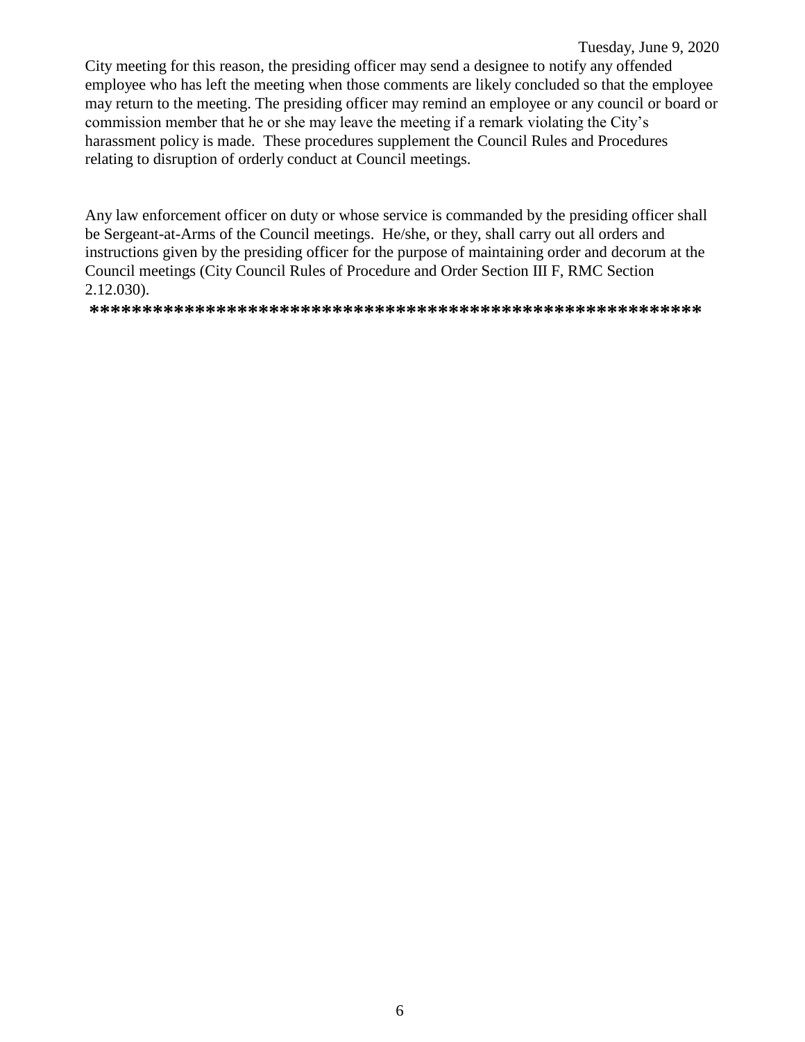City meeting for this reason, the presiding officer may send a designee to notify any offended employee who has left the meeting when those comments are likely concluded so that the employee may return to the meeting. The presiding officer may remind an employee or any council or board or commission member that he or she may leave the meeting if a remark violating the City's harassment policy is made. These procedures supplement the Council Rules and Procedures relating to disruption of orderly conduct at Council meetings.

Any law enforcement officer on duty or whose service is commanded by the presiding officer shall be Sergeant-at-Arms of the Council meetings. He/she, or they, shall carry out all orders and instructions given by the presiding officer for the purpose of maintaining order and decorum at the Council meetings (City Council Rules of Procedure and Order Section III F, RMC Section 2.12.030).

**\*\*\*\*\*\*\*\*\*\*\*\*\*\*\*\*\*\*\*\*\*\*\*\*\*\*\*\*\*\*\*\*\*\*\*\*\*\*\*\*\*\*\*\*\*\*\*\*\*\*\*\*\*\*\*\*\*\*\*\***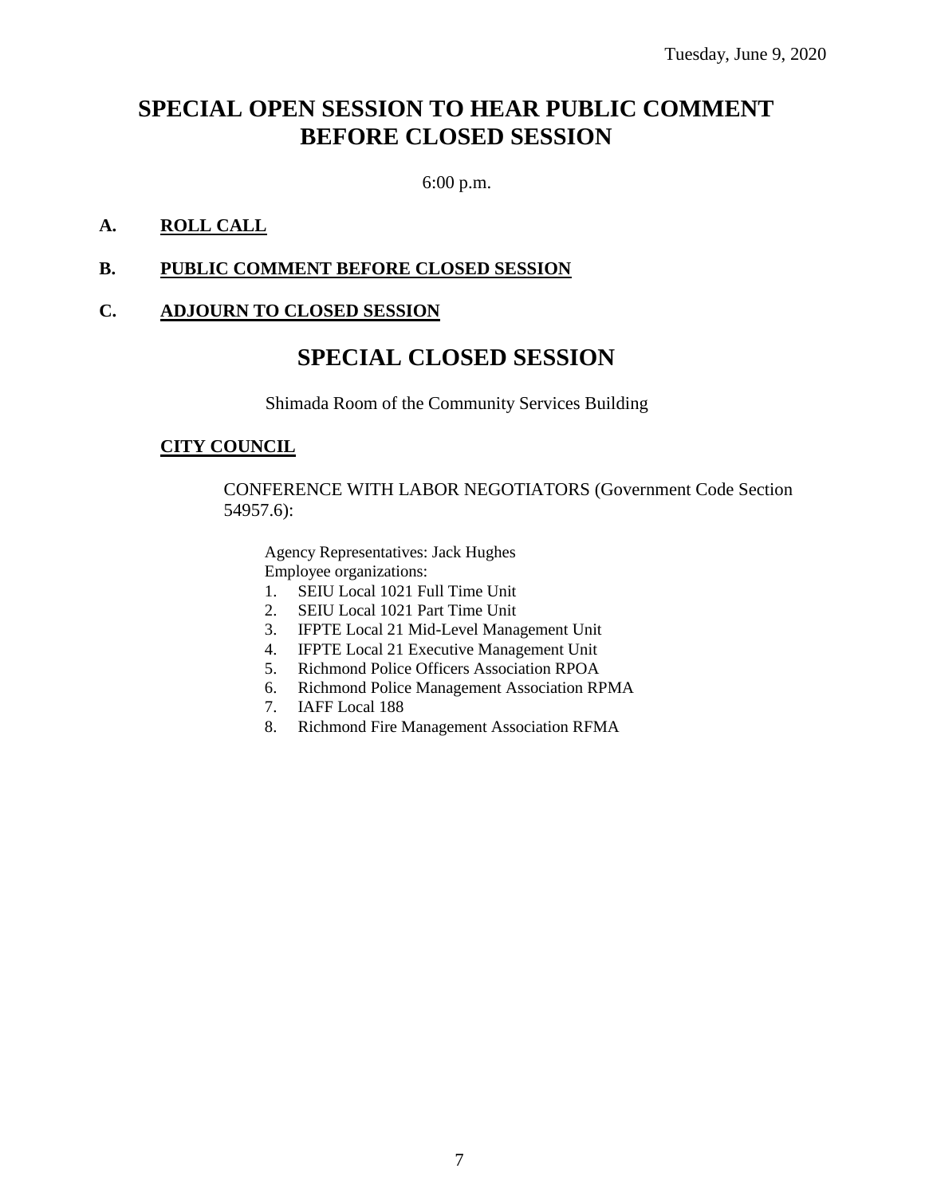Tuesday, June 9, 2020

# SPECIAL OPEN SESSION TO HEAR PUBLIC COMMENT BEFORE CLOSED SESSION

6:00 p.m.

**A. ROLL CALL**

**B. PUBLIC COMMENT BEFORE CLOSED SESSION**

**C. ADJOURN TO CLOSED SESSION**

# SPECIAL CLOSED SESSION

Shimada Room of the Community Services Building

**CITY COUNCIL**

CONFERENCE WITH LABOR NEGOTIATORS (Government Code Section 54957.6):

Agency Representatives: Jack Hughes
Employee organizations:

1. SEIU Local 1021 Full Time Unit
2. SEIU Local 1021 Part Time Unit
3. IFPTE Local 21 Mid-Level Management Unit
4. IFPTE Local 21 Executive Management Unit
5. Richmond Police Officers Association RPOA
6. Richmond Police Management Association RPMA
7. IAFF Local 188
8. Richmond Fire Management Association RFMA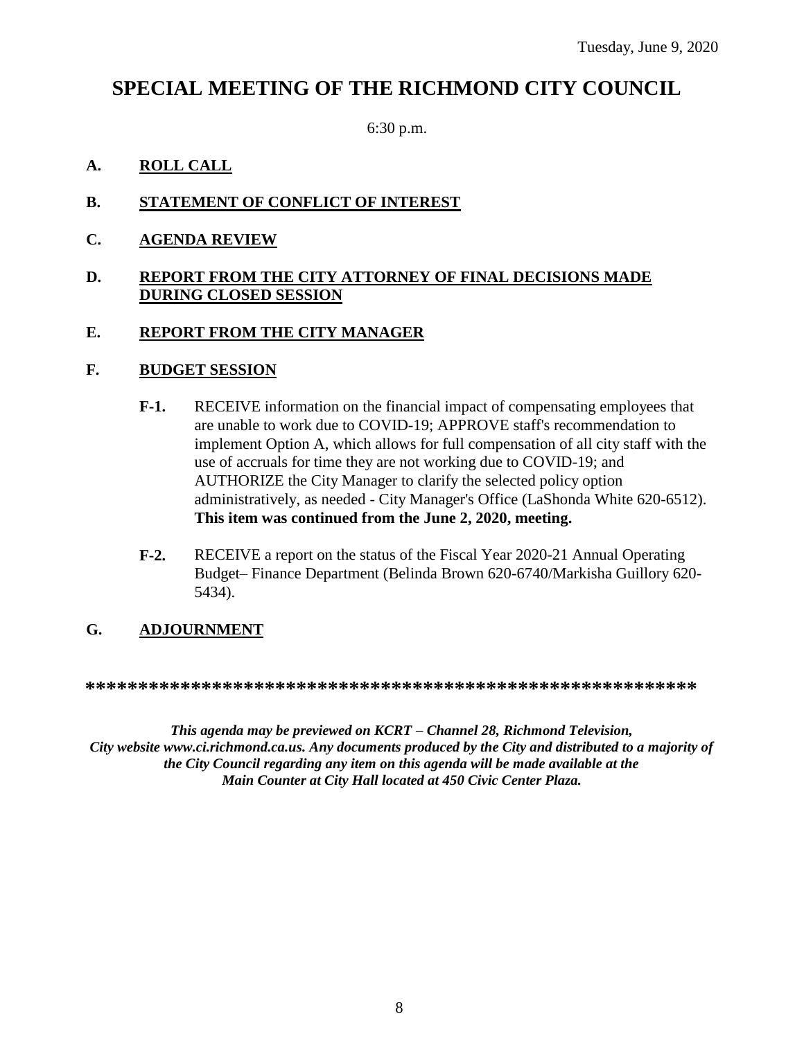Tuesday, June 9, 2020

# SPECIAL MEETING OF THE RICHMOND CITY COUNCIL

6:30 p.m.

## A. ROLL CALL

## B. STATEMENT OF CONFLICT OF INTEREST

## C. AGENDA REVIEW

## D. REPORT FROM THE CITY ATTORNEY OF FINAL DECISIONS MADE DURING CLOSED SESSION

## E. REPORT FROM THE CITY MANAGER

## F. BUDGET SESSION

**F-1.** RECEIVE information on the financial impact of compensating employees that are unable to work due to COVID-19; APPROVE staff's recommendation to implement Option A, which allows for full compensation of all city staff with the use of accruals for time they are not working due to COVID-19; and AUTHORIZE the City Manager to clarify the selected policy option administratively, as needed - City Manager's Office (LaShonda White 620-6512). **This item was continued from the June 2, 2020, meeting.**

**F-2.** RECEIVE a report on the status of the Fiscal Year 2020-21 Annual Operating Budget– Finance Department (Belinda Brown 620-6740/Markisha Guillory 620-5434).

## G. ADJOURNMENT

**\*\*\*\*\*\*\*\*\*\*\*\*\*\*\*\*\*\*\*\*\*\*\*\*\*\*\*\*\*\*\*\*\*\*\*\*\*\*\*\*\*\*\*\*\*\*\*\*\*\*\*\*\*\*\*\*\*\*\*\***

***This agenda may be previewed on KCRT – Channel 28, Richmond Television, City website www.ci.richmond.ca.us. Any documents produced by the City and distributed to a majority of the City Council regarding any item on this agenda will be made available at the Main Counter at City Hall located at 450 Civic Center Plaza.***